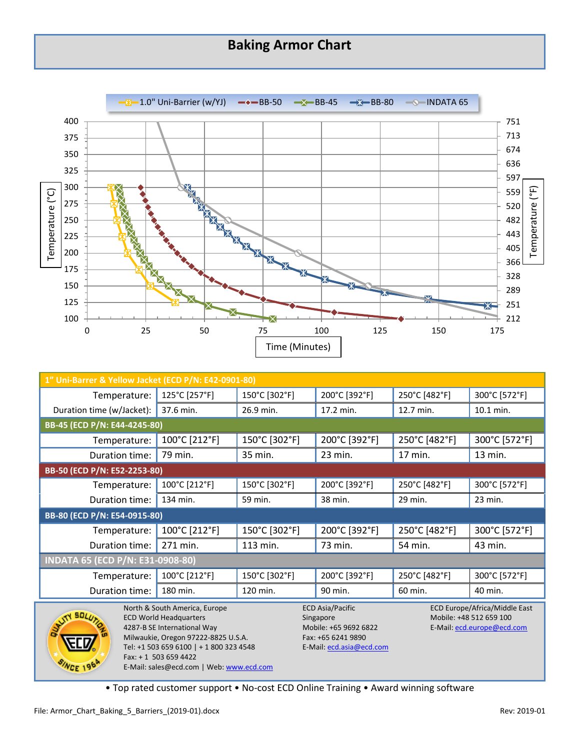# Baking Armor Chart

| 1" Uni-Barrer & Yellow Jacket (ECD P/N: E42-0901-80) | | | | | |
|---|---|---|---|---|---|
| Temperature: | 125°C [257°F] | 150°C [302°F] | 200°C [392°F] | 250°C [482°F] | 300°C [572°F] |
| Duration time (w/Jacket): | 37.6 min. | 26.9 min. | 17.2 min. | 12.7 min. | 10.1 min. |
| **BB-45 (ECD P/N: E44-4245-80)** | | | | | |
| Temperature: | 100°C [212°F] | 150°C [302°F] | 200°C [392°F] | 250°C [482°F] | 300°C [572°F] |
| Duration time: | 79 min. | 35 min. | 23 min. | 17 min. | 13 min. |
| **BB-50 (ECD P/N: E52-2253-80)** | | | | | |
| Temperature: | 100°C [212°F] | 150°C [302°F] | 200°C [392°F] | 250°C [482°F] | 300°C [572°F] |
| Duration time: | 134 min. | 59 min. | 38 min. | 29 min. | 23 min. |
| **BB-80 (ECD P/N: E54-0915-80)** | | | | | |
| Temperature: | 100°C [212°F] | 150°C [302°F] | 200°C [392°F] | 250°C [482°F] | 300°C [572°F] |
| Duration time: | 271 min. | 113 min. | 73 min. | 54 min. | 43 min. |
| **INDATA 65 (ECD P/N: E31-0908-80)** | | | | | |
| Temperature: | 100°C [212°F] | 150°C [302°F] | 200°C [392°F] | 250°C [482°F] | 300°C [572°F] |
| Duration time: | 180 min. | 120 min. | 90 min. | 60 min. | 40 min. |

North & South America, Europe
ECD World Headquarters
4287-B SE International Way
Milwaukie, Oregon 97222-8825 U.S.A.
Tel: +1 503 659 6100 | + 1 800 323 4548
Fax: + 1 503 659 4422
E-Mail: sales@ecd.com | Web: www.ecd.com

ECD Asia/Pacific
Singapore
Mobile: +65 9692 6822
Fax: +65 6241 9890
E-Mail: ecd.asia@ecd.com

ECD Europe/Africa/Middle East
Mobile: +48 512 659 100
E-Mail: ecd.europe@ecd.com

• Top rated customer support • No-cost ECD Online Training • Award winning software

File: Armor_Chart_Baking_5_Barriers_(2019-01).docx | Rev: 2019-01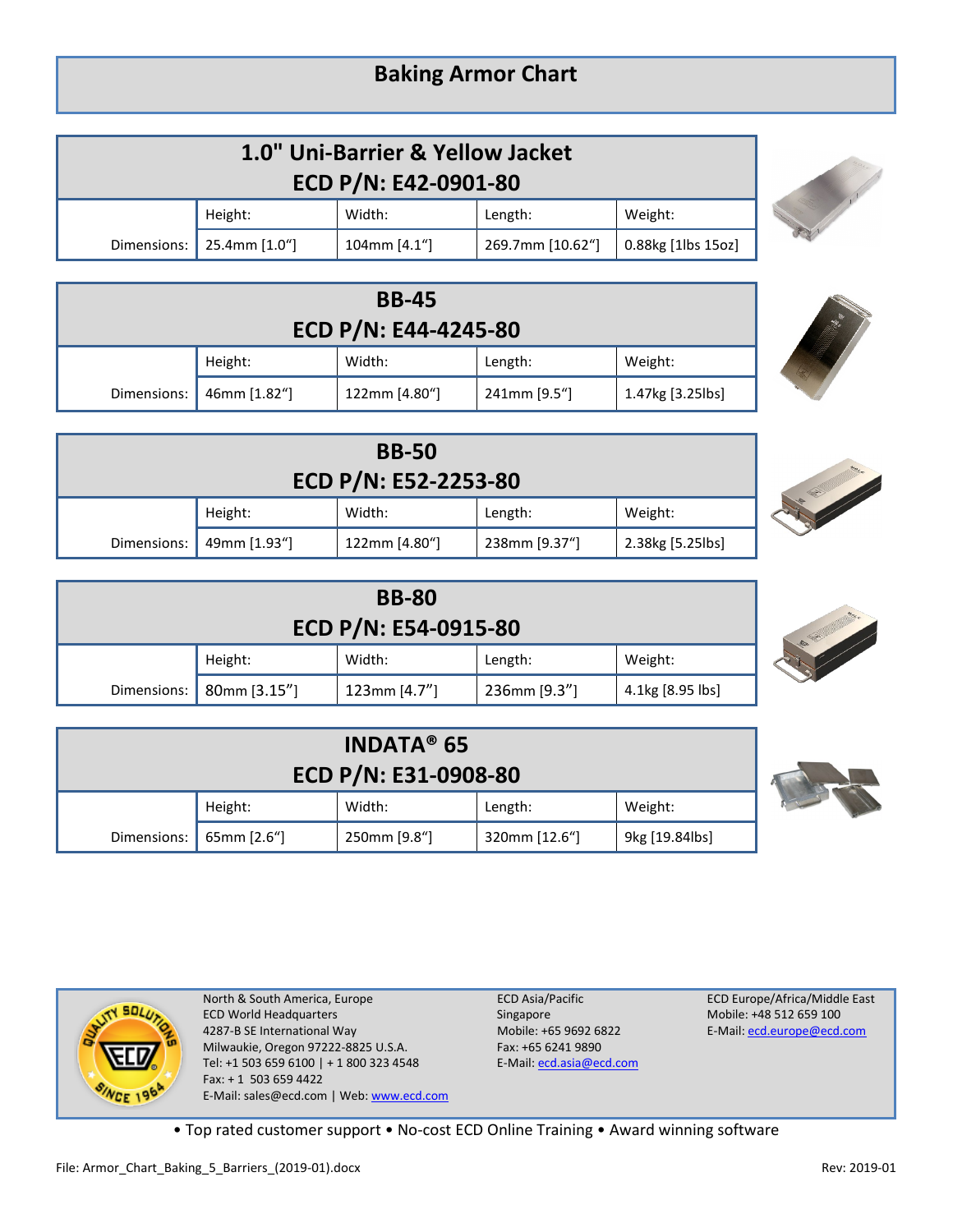# Baking Armor Chart

## 1.0" Uni-Barrier & Yellow Jacket
## ECD P/N: E42-0901-80

| | Height: | Width: | Length: | Weight: |
|---|---|---|---|---|
| Dimensions: | 25.4mm [1.0"] | 104mm [4.1"] | 269.7mm [10.62"] | 0.88kg [1lbs 15oz] |

## BB-45
## ECD P/N: E44-4245-80

| | Height: | Width: | Length: | Weight: |
|---|---|---|---|---|
| Dimensions: | 46mm [1.82"] | 122mm [4.80"] | 241mm [9.5"] | 1.47kg [3.25lbs] |

## BB-50
## ECD P/N: E52-2253-80

| | Height: | Width: | Length: | Weight: |
|---|---|---|---|---|
| Dimensions: | 49mm [1.93"] | 122mm [4.80"] | 238mm [9.37"] | 2.38kg [5.25lbs] |

## BB-80
## ECD P/N: E54-0915-80

| | Height: | Width: | Length: | Weight: |
|---|---|---|---|---|
| Dimensions: | 80mm [3.15"] | 123mm [4.7"] | 236mm [9.3"] | 4.1kg [8.95 lbs] |

## INDATA® 65
## ECD P/N: E31-0908-80

| | Height: | Width: | Length: | Weight: |
|---|---|---|---|---|
| Dimensions: | 65mm [2.6"] | 250mm [9.8"] | 320mm [12.6"] | 9kg [19.84lbs] |

North & South America, Europe
ECD World Headquarters
4287-B SE International Way
Milwaukie, Oregon 97222-8825 U.S.A.
Tel: +1 503 659 6100 | + 1 800 323 4548
Fax: + 1 503 659 4422
E-Mail: sales@ecd.com | Web: www.ecd.com

ECD Asia/Pacific
Singapore
Mobile: +65 9692 6822
Fax: +65 6241 9890
E-Mail: ecd.asia@ecd.com

ECD Europe/Africa/Middle East
Mobile: +48 512 659 100
E-Mail: ecd.europe@ecd.com

• Top rated customer support • No-cost ECD Online Training • Award winning software

File: Armor_Chart_Baking_5_Barriers_(2019-01).docx

Rev: 2019-01